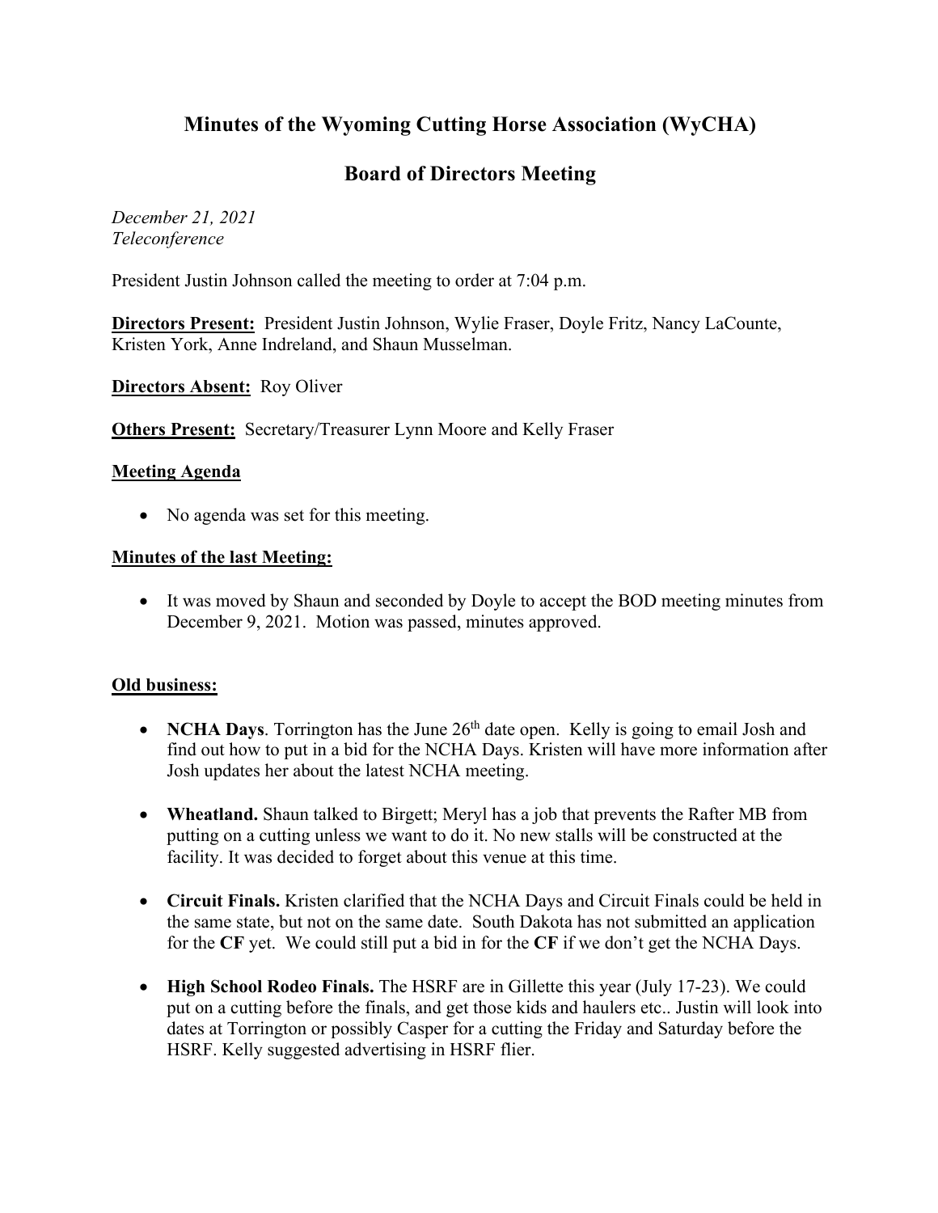# Minutes of the Wyoming Cutting Horse Association (WyCHA)

## Board of Directors Meeting

*December 21, 2021*
*Teleconference*

President Justin Johnson called the meeting to order at 7:04 p.m.

**Directors Present:** President Justin Johnson, Wylie Fraser, Doyle Fritz, Nancy LaCounte, Kristen York, Anne Indreland, and Shaun Musselman.

**Directors Absent:** Roy Oliver

**Others Present:** Secretary/Treasurer Lynn Moore and Kelly Fraser

**Meeting Agenda**

- No agenda was set for this meeting.

**Minutes of the last Meeting:**

- It was moved by Shaun and seconded by Doyle to accept the BOD meeting minutes from December 9, 2021. Motion was passed, minutes approved.

**Old business:**

- **NCHA Days**. Torrington has the June 26th date open. Kelly is going to email Josh and find out how to put in a bid for the NCHA Days. Kristen will have more information after Josh updates her about the latest NCHA meeting.
- **Wheatland.** Shaun talked to Birgett; Meryl has a job that prevents the Rafter MB from putting on a cutting unless we want to do it. No new stalls will be constructed at the facility. It was decided to forget about this venue at this time.
- **Circuit Finals.** Kristen clarified that the NCHA Days and Circuit Finals could be held in the same state, but not on the same date. South Dakota has not submitted an application for the **CF** yet. We could still put a bid in for the **CF** if we don't get the NCHA Days.
- **High School Rodeo Finals.** The HSRF are in Gillette this year (July 17-23). We could put on a cutting before the finals, and get those kids and haulers etc.. Justin will look into dates at Torrington or possibly Casper for a cutting the Friday and Saturday before the HSRF. Kelly suggested advertising in HSRF flier.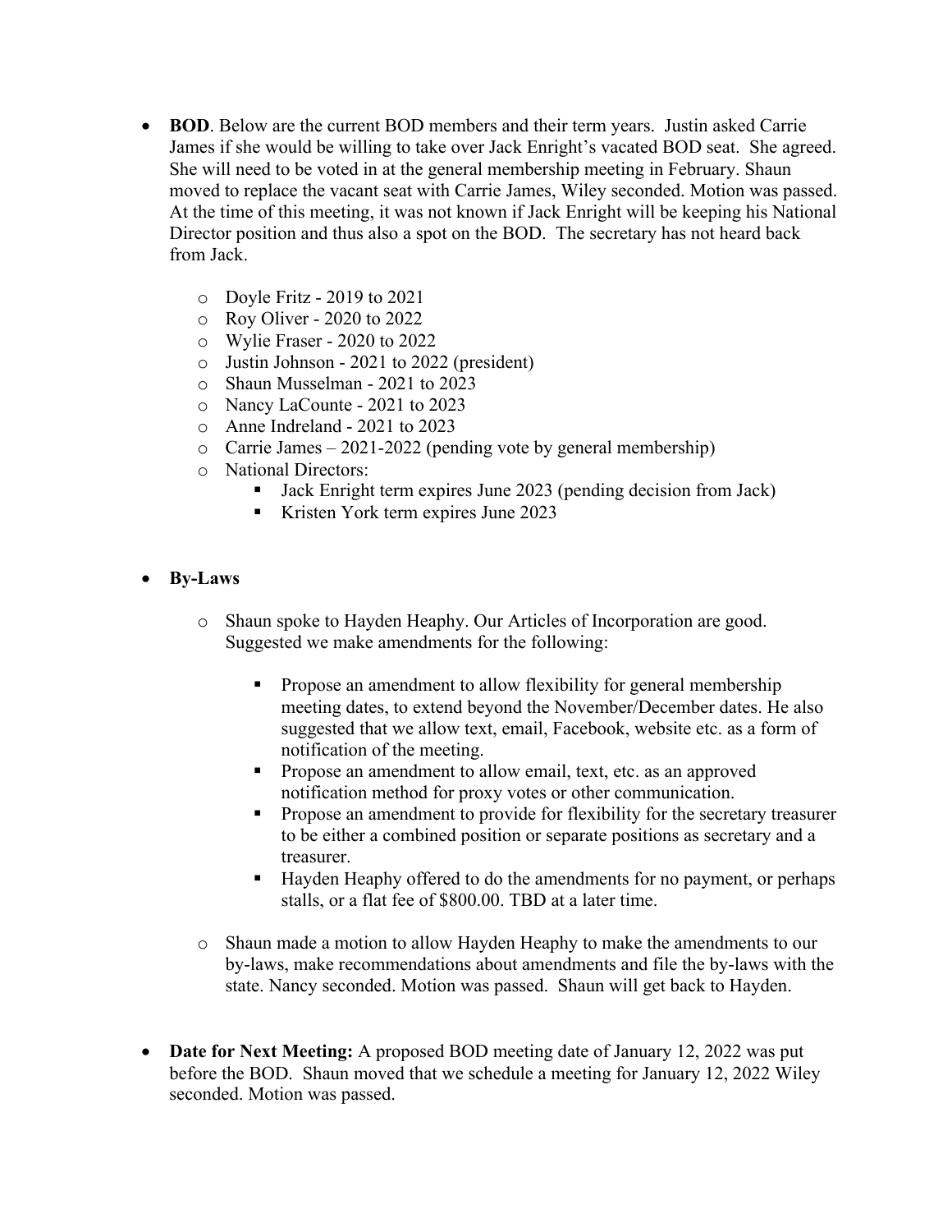- **BOD**. Below are the current BOD members and their term years. Justin asked Carrie James if she would be willing to take over Jack Enright's vacated BOD seat. She agreed. She will need to be voted in at the general membership meeting in February. Shaun moved to replace the vacant seat with Carrie James, Wiley seconded. Motion was passed. At the time of this meeting, it was not known if Jack Enright will be keeping his National Director position and thus also a spot on the BOD. The secretary has not heard back from Jack.

    - Doyle Fritz - 2019 to 2021
    - Roy Oliver - 2020 to 2022
    - Wylie Fraser - 2020 to 2022
    - Justin Johnson - 2021 to 2022 (president)
    - Shaun Musselman - 2021 to 2023
    - Nancy LaCounte - 2021 to 2023
    - Anne Indreland - 2021 to 2023
    - Carrie James – 2021-2022 (pending vote by general membership)
    - National Directors:
        - Jack Enright term expires June 2023 (pending decision from Jack)
        - Kristen York term expires June 2023

- **By-Laws**

    - Shaun spoke to Hayden Heaphy. Our Articles of Incorporation are good. Suggested we make amendments for the following:

        - Propose an amendment to allow flexibility for general membership meeting dates, to extend beyond the November/December dates. He also suggested that we allow text, email, Facebook, website etc. as a form of notification of the meeting.
        - Propose an amendment to allow email, text, etc. as an approved notification method for proxy votes or other communication.
        - Propose an amendment to provide for flexibility for the secretary treasurer to be either a combined position or separate positions as secretary and a treasurer.
        - Hayden Heaphy offered to do the amendments for no payment, or perhaps stalls, or a flat fee of $800.00. TBD at a later time.

    - Shaun made a motion to allow Hayden Heaphy to make the amendments to our by-laws, make recommendations about amendments and file the by-laws with the state. Nancy seconded. Motion was passed. Shaun will get back to Hayden.

- **Date for Next Meeting:** A proposed BOD meeting date of January 12, 2022 was put before the BOD. Shaun moved that we schedule a meeting for January 12, 2022 Wiley seconded. Motion was passed.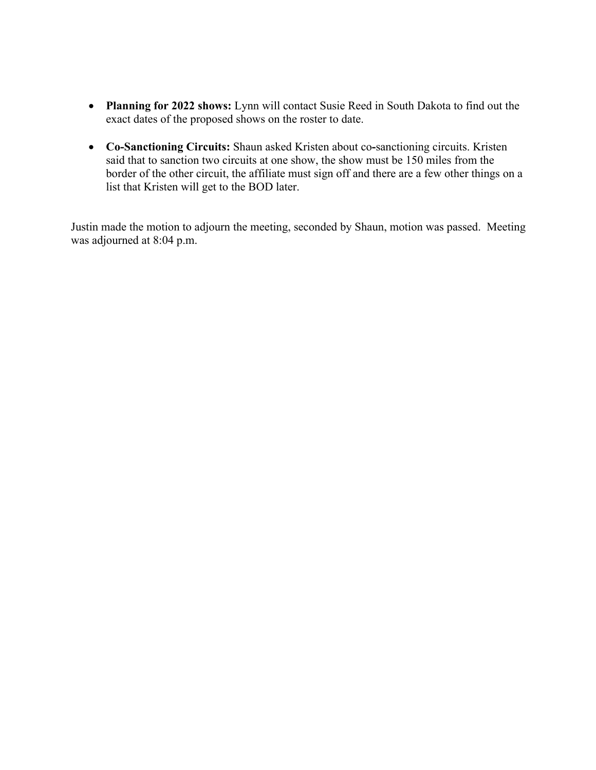- **Planning for 2022 shows:** Lynn will contact Susie Reed in South Dakota to find out the exact dates of the proposed shows on the roster to date.

- **Co-Sanctioning Circuits:** Shaun asked Kristen about co-sanctioning circuits. Kristen said that to sanction two circuits at one show, the show must be 150 miles from the border of the other circuit, the affiliate must sign off and there are a few other things on a list that Kristen will get to the BOD later.

Justin made the motion to adjourn the meeting, seconded by Shaun, motion was passed. Meeting was adjourned at 8:04 p.m.